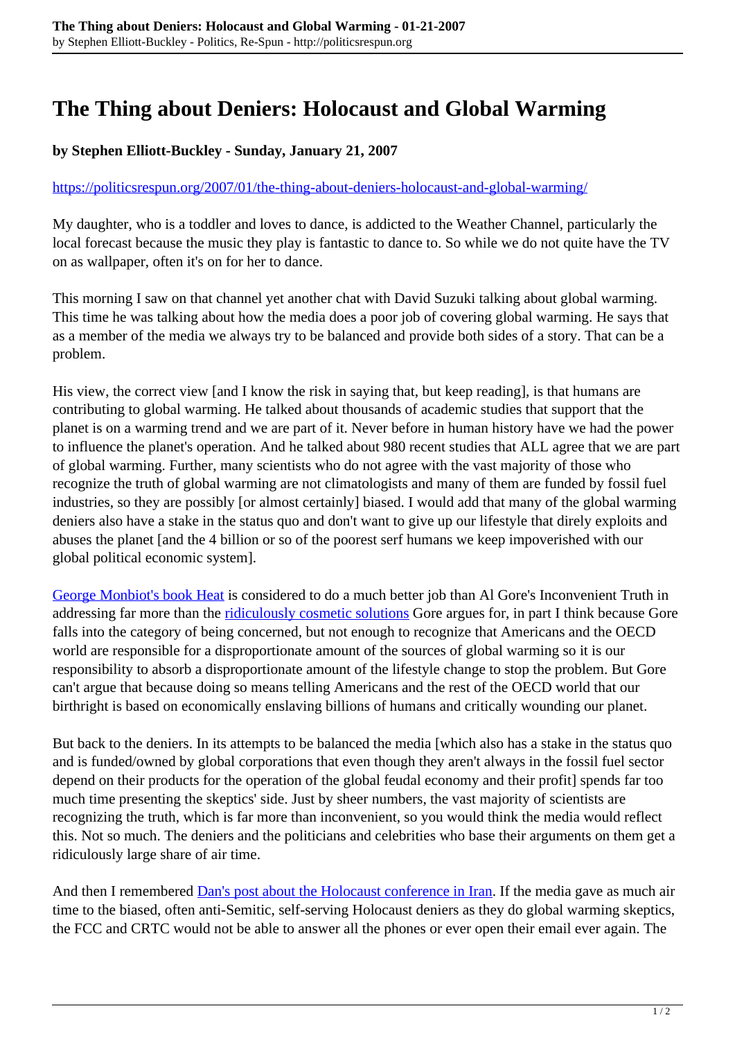# The Thing about Deniers: Holocaust and Global Warming

**by Stephen Elliott-Buckley - Sunday, January 21, 2007**

https://politicsrespun.org/2007/01/the-thing-about-deniers-holocaust-and-global-warming/

My daughter, who is a toddler and loves to dance, is addicted to the Weather Channel, particularly the local forecast because the music they play is fantastic to dance to. So while we do not quite have the TV on as wallpaper, often it's on for her to dance.

This morning I saw on that channel yet another chat with David Suzuki talking about global warming. This time he was talking about how the media does a poor job of covering global warming. He says that as a member of the media we always try to be balanced and provide both sides of a story. That can be a problem.

His view, the correct view [and I know the risk in saying that, but keep reading], is that humans are contributing to global warming. He talked about thousands of academic studies that support that the planet is on a warming trend and we are part of it. Never before in human history have we had the power to influence the planet's operation. And he talked about 980 recent studies that ALL agree that we are part of global warming. Further, many scientists who do not agree with the vast majority of those who recognize the truth of global warming are not climatologists and many of them are funded by fossil fuel industries, so they are possibly [or almost certainly] biased. I would add that many of the global warming deniers also have a stake in the status quo and don't want to give up our lifestyle that direly exploits and abuses the planet [and the 4 billion or so of the poorest serf humans we keep impoverished with our global political economic system].

George Monbiot's book Heat is considered to do a much better job than Al Gore's Inconvenient Truth in addressing far more than the ridiculously cosmetic solutions Gore argues for, in part I think because Gore falls into the category of being concerned, but not enough to recognize that Americans and the OECD world are responsible for a disproportionate amount of the sources of global warming so it is our responsibility to absorb a disproportionate amount of the lifestyle change to stop the problem. But Gore can't argue that because doing so means telling Americans and the rest of the OECD world that our birthright is based on economically enslaving billions of humans and critically wounding our planet.

But back to the deniers. In its attempts to be balanced the media [which also has a stake in the status quo and is funded/owned by global corporations that even though they aren't always in the fossil fuel sector depend on their products for the operation of the global feudal economy and their profit] spends far too much time presenting the skeptics' side. Just by sheer numbers, the vast majority of scientists are recognizing the truth, which is far more than inconvenient, so you would think the media would reflect this. Not so much. The deniers and the politicians and celebrities who base their arguments on them get a ridiculously large share of air time.

And then I remembered Dan's post about the Holocaust conference in Iran. If the media gave as much air time to the biased, often anti-Semitic, self-serving Holocaust deniers as they do global warming skeptics, the FCC and CRTC would not be able to answer all the phones or ever open their email ever again. The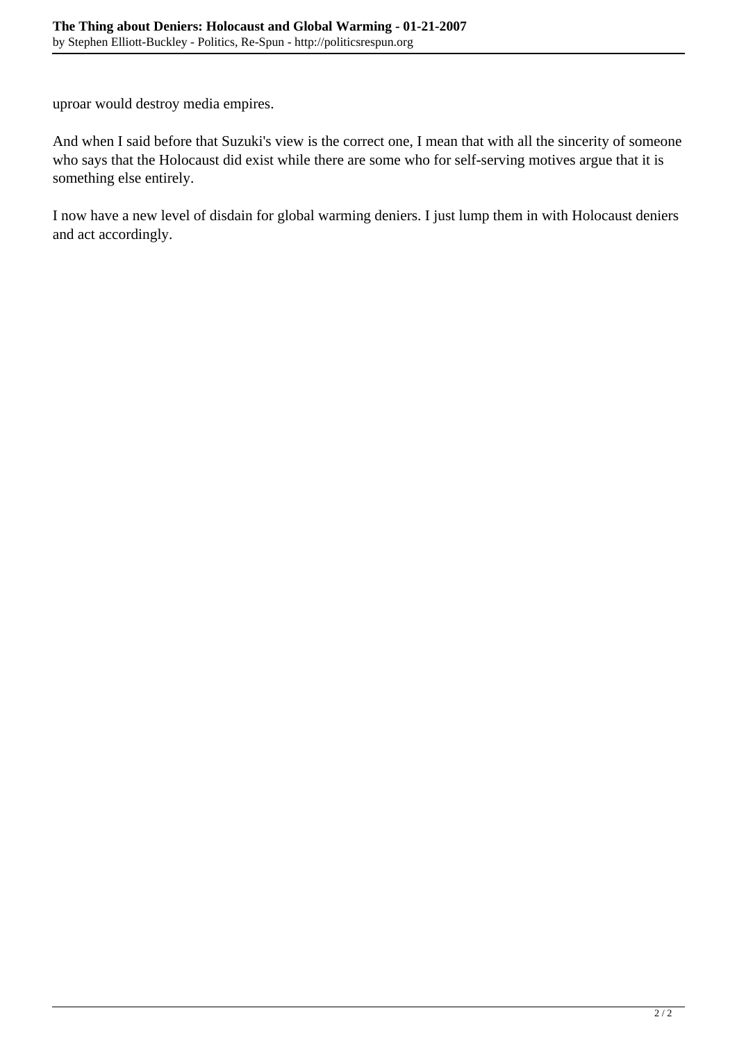uproar would destroy media empires.

And when I said before that Suzuki's view is the correct one, I mean that with all the sincerity of someone who says that the Holocaust did exist while there are some who for self-serving motives argue that it is something else entirely.

I now have a new level of disdain for global warming deniers. I just lump them in with Holocaust deniers and act accordingly.